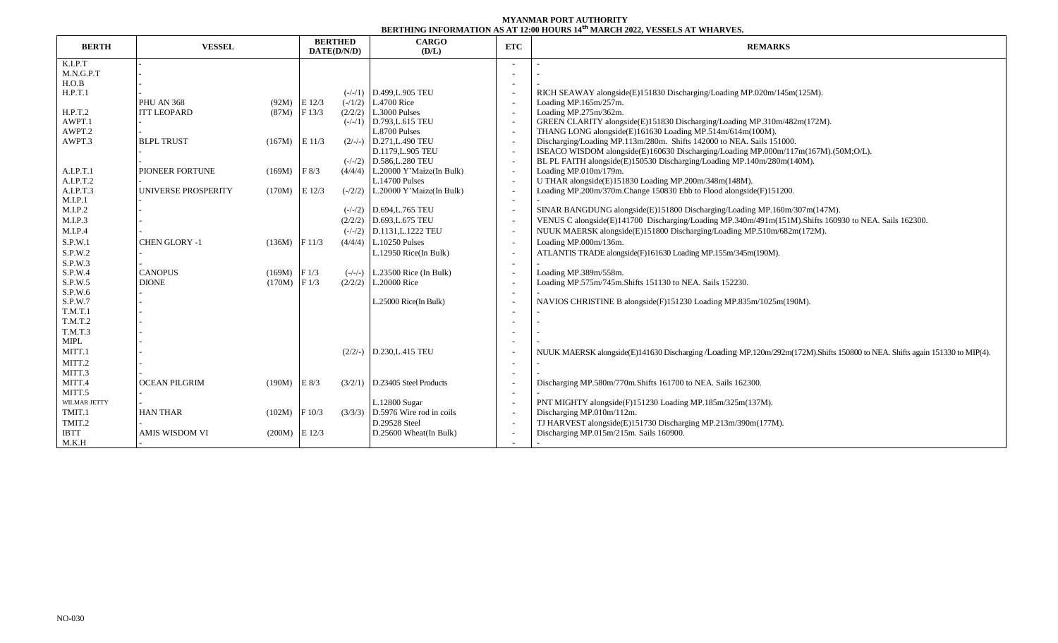**MYANMAR PORT AUTHORITY**

**BERTHING INFORMATION AS AT 12:00 HOURS 14th MARCH 2022, VESSELS AT WHARVES.**

| BERTH | VESSEL | | BERTHED DATE(D/N/D) | | CARGO (D/L) | ETC | REMARKS |
|---|---|---|---|---|---|---|---|
| K.I.P.T | - | | | | | - | - |
| M.N.G.P.T | - | | | | | - | - |
| H.O.B | - | | | | | - | - |
| H.P.T.1 | - | | | (-/-/1) | D.499,L.905 TEU | - | RICH SEAWAY alongside(E)151830 Discharging/Loading MP.020m/145m(125M). |
| | PHU AN 368 | (92M) | E 12/3 | (-/1/2) | L.4700 Rice | - | Loading MP.165m/257m. |
| H.P.T.2 | ITT LEOPARD | (87M) | F 13/3 | (2/2/2) | L.3000 Pulses | - | Loading MP.275m/362m. |
| AWPT.1 | - | | | (-/-/1) | D.793,L.615 TEU | - | GREEN CLARITY alongside(E)151830 Discharging/Loading MP.310m/482m(172M). |
| AWPT.2 | - | | | | L.8700 Pulses | - | THANG LONG alongside(E)161630 Loading MP.514m/614m(100M). |
| AWPT.3 | BLPL TRUST | (167M) | E 11/3 | (2/-/-) | D.271,L.490 TEU | - | Discharging/Loading MP.113m/280m. Shifts 142000 to NEA. Sails 151000. |
| | - | | | | D.1179,L.905 TEU | - | ISEACO WISDOM alongside(E)160630 Discharging/Loading MP.000m/117m(167M).(50M;O/L). |
| | - | | | (-/-/2) | D.586,L.280 TEU | - | BL PL FAITH alongside(E)150530 Discharging/Loading MP.140m/280m(140M). |
| A.I.P.T.1 | PIONEER FORTUNE | (169M) | F 8/3 | (4/4/4) | L.20000 Y'Maize(In Bulk) | - | Loading MP.010m/179m. |
| A.I.P.T.2 | - | | | | L.14700 Pulses | - | U THAR alongside(E)151830 Loading MP.200m/348m(148M). |
| A.I.P.T.3 | UNIVERSE PROSPERITY | (170M) | E 12/3 | (-/2/2) | L.20000 Y'Maize(In Bulk) | - | Loading MP.200m/370m.Change 150830 Ebb to Flood alongside(F)151200. |
| M.I.P.1 | - | | | | | - | - |
| M.I.P.2 | - | | | (-/-/2) | D.694,L.765 TEU | - | SINAR BANGDUNG alongside(E)151800 Discharging/Loading MP.160m/307m(147M). |
| M.I.P.3 | - | | | (2/2/2) | D.693,L.675 TEU | - | VENUS C alongside(E)141700 Discharging/Loading MP.340m/491m(151M).Shifts 160930 to NEA. Sails 162300. |
| M.I.P.4 | - | | | (-/-/2) | D.1131,L.1222 TEU | - | NUUK MAERSK alongside(E)151800 Discharging/Loading MP.510m/682m(172M). |
| S.P.W.1 | CHEN GLORY -1 | (136M) | F 11/3 | (4/4/4) | L.10250 Pulses | - | Loading MP.000m/136m. |
| S.P.W.2 | - | | | | L.12950 Rice(In Bulk) | - | ATLANTIS TRADE alongside(F)161630 Loading MP.155m/345m(190M). |
| S.P.W.3 | - | | | | | - | - |
| S.P.W.4 | CANOPUS | (169M) | F 1/3 | (-/-/-) | L.23500 Rice (In Bulk) | - | Loading MP.389m/558m. |
| S.P.W.5 | DIONE | (170M) | F 1/3 | (2/2/2) | L.20000 Rice | - | Loading MP.575m/745m.Shifts 151130 to NEA. Sails 152230. |
| S.P.W.6 | - | | | | | - | - |
| S.P.W.7 | - | | | | L.25000 Rice(In Bulk) | - | NAVIOS CHRISTINE B alongside(F)151230 Loading MP.835m/1025m(190M). |
| T.M.T.1 | - | | | | | - | - |
| T.M.T.2 | - | | | | | - | - |
| T.M.T.3 | - | | | | | - | - |
| MIPL | - | | | | | - | - |
| MITT.1 | - | | | (2/2/-) | D.230,L.415 TEU | - | NUUK MAERSK alongside(E)141630 Discharging /Loading MP.120m/292m(172M).Shifts 150800 to NEA. Shifts again 151330 to MIP(4). |
| MITT.2 | - | | | | | - | - |
| MITT.3 | - | | | | | - | - |
| MITT.4 | OCEAN PILGRIM | (190M) | E 8/3 | (3/2/1) | D.23405 Steel Products | - | Discharging MP.580m/770m.Shifts 161700 to NEA. Sails 162300. |
| MITT.5 | - | | | | | - | - |
| WILMAR JETTY | - | | | | L.12800 Sugar | - | PNT MIGHTY alongside(F)151230 Loading MP.185m/325m(137M). |
| TMIT.1 | HAN THAR | (102M) | F 10/3 | (3/3/3) | D.5976 Wire rod in coils | - | Discharging MP.010m/112m. |
| TMIT.2 | - | | | | D.29528 Steel | - | TJ HARVEST alongside(E)151730 Discharging MP.213m/390m(177M). |
| IBTT | AMIS WISDOM VI | (200M) | E 12/3 | | D.25600 Wheat(In Bulk) | - | Discharging MP.015m/215m. Sails 160900. |
| M.K.H | - | | | | | - | - |

NO-030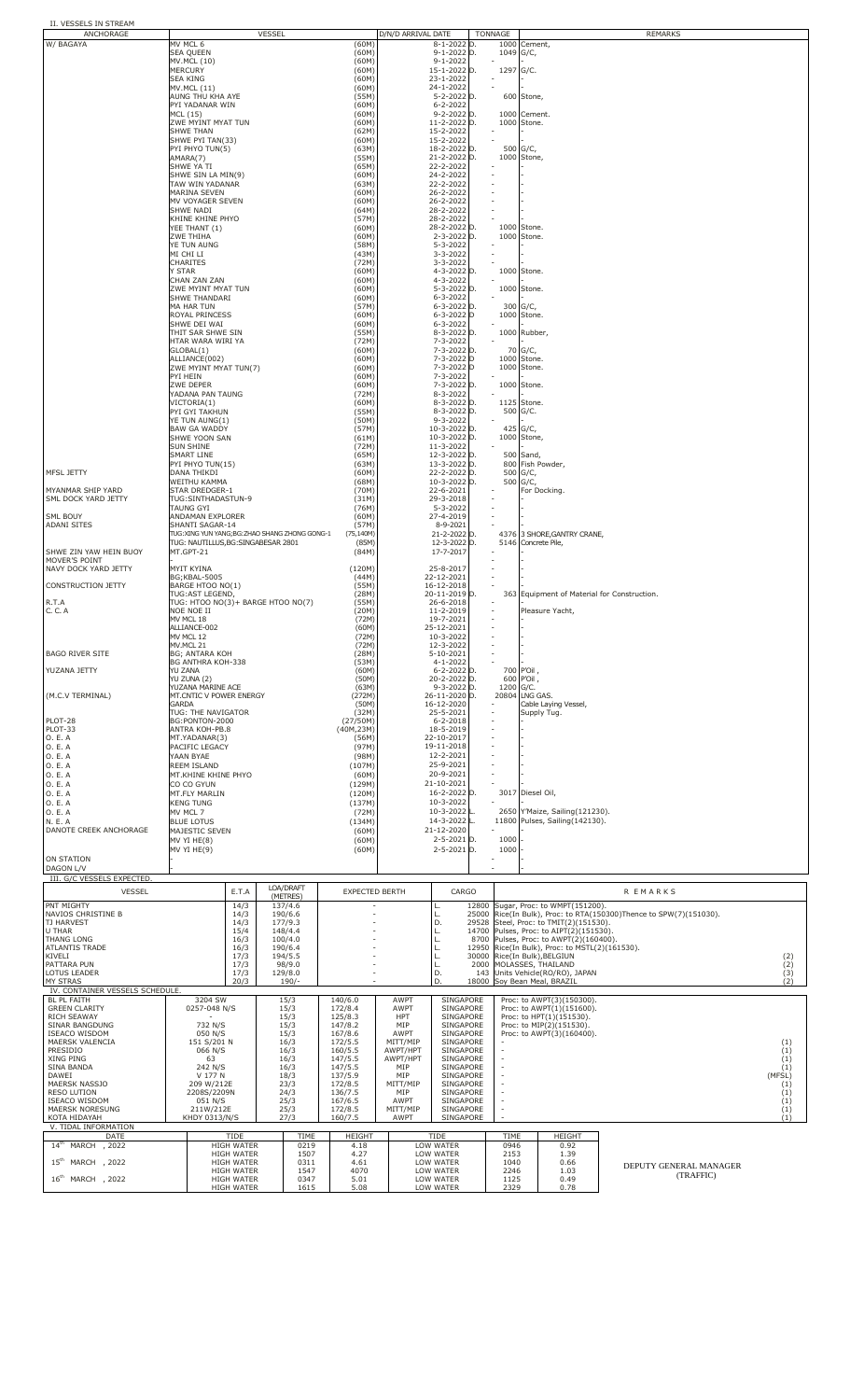## II. VESSELS IN STREAM

| ANCHORAGE | VESSEL | | D/N/D ARRIVAL DATE | | TONNAGE | REMARKS |
|---|---|---|---|---|---|---|
| W/ BAGAYA | MV MCL 6 | (60M) | 8-1-2022 | D. | 1000 | Cement, |
| | SEA QUEEN | (60M) | 9-1-2022 | D. | 1049 | G/C, |
| | MV.MCL (10) | (60M) | 9-1-2022 | | - | - |
| | MERCURY | (60M) | 15-1-2022 | D. | 1297 | G/C. |
| | SEA KING | (60M) | 23-1-2022 | | - | - |
| | MV.MCL (11) | (60M) | 24-1-2022 | | - | - |
| | AUNG THU KHA AYE | (55M) | 5-2-2022 | D. | 600 | Stone, |
| | PYI YADANAR WIN | (60M) | 6-2-2022 | | | |
| | MCL (15) | (60M) | 9-2-2022 | D. | 1000 | Cement. |
| | ZWE MYINT MYAT TUN | (60M) | 11-2-2022 | D. | 1000 | Stone. |
| | SHWE THAN | (62M) | 15-2-2022 | | - | - |
| | SHWE PYI TAN(33) | (60M) | 15-2-2022 | | - | - |
| | PYI PHYO TUN(5) | (63M) | 18-2-2022 | D. | 500 | G/C, |
| | AMARA(7) | (55M) | 21-2-2022 | D. | 1000 | Stone, |
| | SHWE YA TI | (65M) | 22-2-2022 | | - | - |
| | SHWE SIN LA MIN(9) | (60M) | 24-2-2022 | | - | - |
| | TAW WIN YADANAR | (63M) | 22-2-2022 | | - | - |
| | MARINA SEVEN | (60M) | 26-2-2022 | | - | - |
| | MV VOYAGER SEVEN | (60M) | 26-2-2022 | | - | - |
| | SHWE NADI | (64M) | 28-2-2022 | | - | - |
| | KHINE KHINE PHYO | (57M) | 28-2-2022 | | - | - |
| | YEE THANT (1) | (60M) | 28-2-2022 | D. | 1000 | Stone. |
| | ZWE THIHA | (60M) | 2-3-2022 | D. | 1000 | Stone. |
| | YE TUN AUNG | (58M) | 5-3-2022 | | - | - |
| | MI CHI LI | (43M) | 3-3-2022 | | - | - |
| | CHARITES | (72M) | 3-3-2022 | | - | - |
| | Y STAR | (60M) | 4-3-2022 | D. | 1000 | Stone. |
| | CHAN ZAN ZAN | (60M) | 4-3-2022 | | - | - |
| | ZWE MYINT MYAT TUN | (60M) | 5-3-2022 | D. | 1000 | Stone. |
| | SHWE THANDARI | (60M) | 6-3-2022 | | - | - |
| | MA HAR TUN | (57M) | 6-3-2022 | D. | 300 | G/C, |
| | ROYAL PRINCESS | (60M) | 6-3-2022 | D | 1000 | Stone. |
| | SHWE DEI WAI | (60M) | 6-3-2022 | | - | - |
| | THIT SAR SHWE SIN | (55M) | 8-3-2022 | D. | 1000 | Rubber, |
| | HTAR WARA WIRI YA | (72M) | 7-3-2022 | | - | - |
| | GLOBAL(1) | (60M) | 7-3-2022 | D. | 70 | G/C, |
| | ALLIANCE(002) | (60M) | 7-3-2022 | D | 1000 | Stone. |
| | ZWE MYINT MYAT TUN(7) | (60M) | 7-3-2022 | D | 1000 | Stone. |
| | PYI HEIN | (60M) | 7-3-2022 | | - | - |
| | ZWE DEPER | (60M) | 7-3-2022 | D. | 1000 | Stone. |
| | YADANA PAN TAUNG | (72M) | 8-3-2022 | | - | - |
| | VICTORIA(1) | (60M) | 8-3-2022 | D. | 1125 | Stone. |
| | PYI GYI TAKHUN | (55M) | 8-3-2022 | D. | 500 | G/C. |
| | YE TUN AUNG(1) | (50M) | 9-3-2022 | | - | - |
| | BAW GA WADDY | (57M) | 10-3-2022 | D. | 425 | G/C, |
| | SHWE YOON SAN | (61M) | 10-3-2022 | D. | 1000 | Stone, |
| | SUN SHINE | (72M) | 11-3-2022 | | - | - |
| | SMART LINE | (65M) | 12-3-2022 | D. | 500 | Sand, |
| | PYI PHYO TUN(15) | (63M) | 13-3-2022 | D. | 800 | Fish Powder, |
| MFSL JETTY | DANA THIKDI | (60M) | 22-2-2022 | D. | 500 | G/C, |
| | WEITHU KAMMA | (68M) | 10-3-2022 | D. | 500 | G/C, |
| MYANMAR SHIP YARD | STAR DREDGER-1 | (70M) | 22-6-2021 | | - | For Docking. |
| SML DOCK YARD JETTY | TUG:SINTHADASTUN-9 | (31M) | 29-3-2018 | | - | - |
| | TAUNG GYI | (76M) | 5-3-2022 | | - | - |
| SML BOUY | ANDAMAN EXPLORER | (60M) | 27-4-2019 | | - | - |
| ADANI SITES | SHANTI SAGAR-14 | (72M) | 8-9-2021 | | - | - |
| | TUG:XING YUN YANG,BG:ZHAO SHANG ZHONG GONG-1 | (75,140M) | 21-2-2022 | D. | 4376 | 3 SHORE,GANTRY CRANE, |
| | TUG: NAUTILLUS,BG:SINGABESAR 2801 | (85M) | 12-3-2022 | D. | 5146 | Concrete Pile, |
| SHWE ZIN YAW HEIN BUOY | MT.GPT-21 | (84M) | 17-7-2017 | | - | - |
| MOVER'S POINT | - | | | | - | - |
| NAVY DOCK YARD JETTY | MYIT KYINA | (120M) | 25-8-2017 | | - | - |
| | BG;KBAL-5005 | (44M) | 22-12-2021 | | - | - |
| CONSTRUCTION JETTY | BARGE HTOO NO(1) | (55M) | 16-12-2018 | | - | - |
| | TUG:AST LEGEND, | (28M) | 20-11-2019 | D. | 363 | Equipment of Material for Construction. |
| R.T.A | TUG: HTOO NO(3)+ BARGE HTOO NO(7) | (55M) | 26-6-2018 | | - | - |
| C. C. A | NOE NOE II | (20M) | 11-2-2019 | | - | Pleasure Yacht, |
| | MV MCL 18 | (72M) | 19-7-2021 | | - | - |
| | ALLIANCE-002 | (60M) | 25-12-2021 | | - | - |
| | MV MCL 12 | (72M) | 10-3-2022 | | - | - |
| | MV.MCL 21 | (72M) | 12-3-2022 | | - | - |
| BAGO RIVER SITE | BG; ANTARA KOH | (28M) | 5-10-2021 | | - | - |
| | BG ANTHRA KOH-338 | (53M) | 4-1-2022 | | - | - |
| YUZANA JETTY | YU ZANA | (60M) | 6-2-2022 | D. | 700 | P'Oil , |
| | YU ZUNA (2) | (50M) | 20-2-2022 | D. | 600 | P'Oil , |
| | YUZANA MARINE ACE | (63M) | 9-3-2022 | D. | 1200 | G/C. |
| (M.C.V TERMINAL) | MT.CNTIC V POWER ENERGY | (272M) | 26-11-2020 | D. | 20804 | LNG GAS. |
| | GARDA | (50M) | 16-12-2020 | | - | Cable Laying Vessel, |
| | TUG: THE NAVIGATOR | (32M) | 25-5-2021 | | - | Supply Tug. |
| PLOT-28 | BG:PONTON-2000 | (27/50M) | 6-2-2018 | | - | - |
| PLOT-33 | ANTRA KOH-PB.8 | (40M,23M) | 18-5-2019 | | - | - |
| O. E. A | MT.YADANAR(3) | (56M) | 22-10-2017 | | - | - |
| O. E. A | PACIFIC LEGACY | (97M) | 19-11-2018 | | - | - |
| O. E. A | YAAN BYAE | (98M) | 12-2-2021 | | - | - |
| O. E. A | REEM ISLAND | (107M) | 25-9-2021 | | - | - |
| O. E. A | MT.KHINE KHINE PHYO | (60M) | 20-9-2021 | | - | - |
| O. E. A | CO CO GYUN | (129M) | 21-10-2021 | | - | - |
| O. E. A | MT.FLY MARLIN | (120M) | 16-2-2022 | D. | 3017 | Diesel Oil, |
| O. E. A | KENG TUNG | (137M) | 10-3-2022 | | - | - |
| O. E. A | MV MCL 7 | (72M) | 10-3-2022 | L. | 2650 | Y'Maize, Sailing(121230). |
| N. E. A | BLUE LOTUS | (134M) | 14-3-2022 | L. | 11800 | Pulses, Sailing(142130). |
| DANOTE CREEK ANCHORAGE | MAJESTIC SEVEN | (60M) | 21-12-2020 | | - | - |
| | MV YI HE(8) | (60M) | 2-5-2021 | D. | 1000 | - |
| | MV YI HE(9) | (60M) | 2-5-2021 | D. | 1000 | - |
| ON STATION | - | | | | - | - |
| DAGON L/V | - | | | | - | - |

## III. G/C VESSELS EXPECTED.

| VESSEL | E.T.A | LOA/DRAFT (METRES) | EXPECTED BERTH | CARGO | | REMARKS | |
|---|---|---|---|---|---|---|---|
| PNT MIGHTY | 14/3 | 137/4.6 | - | L. | 12800 | Sugar, Proc: to WMPT(151200). | |
| NAVIOS CHRISTINE B | 14/3 | 190/6.6 | - | L. | 25000 | Rice(In Bulk), Proc: to RTA(150300)Thence to SPW(7)(151030). | |
| TJ HARVEST | 14/3 | 177/9.3 | - | D. | 29528 | Steel, Proc: to TMIT(2)(151530). | |
| U THAR | 15/4 | 148/4.4 | - | L. | 14700 | Pulses, Proc: to AIPT(2)(151530). | |
| THANG LONG | 16/3 | 100/4.0 | - | L. | 8700 | Pulses, Proc: to AWPT(2)(160400). | |
| ATLANTIS TRADE | 16/3 | 190/6.4 | - | L. | 12950 | Rice(In Bulk), Proc: to MSTL(2)(161530). | |
| KIVELI | 17/3 | 194/5.5 | - | L. | 30000 | Rice(In Bulk),BELGIUN | (2) |
| PATTARA PUN | 17/3 | 98/9.0 | - | L. | 2000 | MOLASSES, THAILAND | (2) |
| LOTUS LEADER | 17/3 | 129/8.0 | - | D. | 143 | Units Vehicle(RO/RO), JAPAN | (3) |
| MY STRAS | 20/3 | 190/- | - | D. | 18000 | Soy Bean Meal, BRAZIL | (2) |

## IV. CONTAINER VESSELS SCHEDULE.

| | | | | | | | |
|---|---|---|---|---|---|---|---|
| BL PL FAITH | 3204 SW | 15/3 | 140/6.0 | AWPT | SINGAPORE | Proc: to AWPT(3)(150300). | |
| GREEN CLARITY | 0257-048 N/S | 15/3 | 172/8.4 | AWPT | SINGAPORE | Proc: to AWPT(1)(151600). | |
| RICH SEAWAY | - | 15/3 | 125/8.3 | HPT | SINGAPORE | Proc: to HPT(1)(151530). | |
| SINAR BANGDUNG | 732 N/S | 15/3 | 147/8.2 | MIP | SINGAPORE | Proc: to MIP(2)(151530). | |
| ISEACO WISDOM | 050 N/S | 15/3 | 167/8.6 | AWPT | SINGAPORE | Proc: to AWPT(3)(160400). | |
| MAERSK VALENCIA | 151 S/201 N | 16/3 | 172/5.5 | MITT/MIP | SINGAPORE | - | (1) |
| PRESIDIO | 066 N/S | 16/3 | 160/5.5 | AWPT/HPT | SINGAPORE | - | (1) |
| XING PING | 63 | 16/3 | 147/5.5 | AWPT/HPT | SINGAPORE | - | (1) |
| SINA BANDA | 242 N/S | 16/3 | 147/5.5 | MIP | SINGAPORE | - | (1) |
| DAWEI | V 177 N | 18/3 | 137/5.9 | MIP | SINGAPORE | - | (MFSL) |
| MAERSK NASSJO | 209 W/212E | 23/3 | 172/8.5 | MITT/MIP | SINGAPORE | - | (1) |
| RESO LUTION | 2208S/2209N | 24/3 | 136/7.5 | MIP | SINGAPORE | - | (1) |
| ISEACO WISDOM | 051 N/S | 25/3 | 167/6.5 | AWPT | SINGAPORE | - | (1) |
| MAERSK NORESUNG | 211W/212E | 25/3 | 172/8.5 | MITT/MIP | SINGAPORE | - | (1) |
| KOTA HIDAYAH | KHDY 0313/N/S | 27/3 | 160/7.5 | AWPT | SINGAPORE | - | (1) |

## V. TIDAL INFORMATION

| DATE | TIDE | TIME | HEIGHT | TIDE | TIME | HEIGHT |
|---|---|---|---|---|---|---|
| 14th MARCH , 2022 | HIGH WATER | 0219 | 4.18 | LOW WATER | 0946 | 0.92 |
| | HIGH WATER | 1507 | 4.27 | LOW WATER | 2153 | 1.39 |
| 15th MARCH , 2022 | HIGH WATER | 0311 | 4.61 | LOW WATER | 1040 | 0.66 |
| | HIGH WATER | 1547 | 4070 | LOW WATER | 2246 | 1.03 |
| 16th MARCH , 2022 | HIGH WATER | 0347 | 5.01 | LOW WATER | 1125 | 0.49 |
| | HIGH WATER | 1615 | 5.08 | LOW WATER | 2329 | 0.78 |

DEPUTY GENERAL MANAGER
(TRAFFIC)